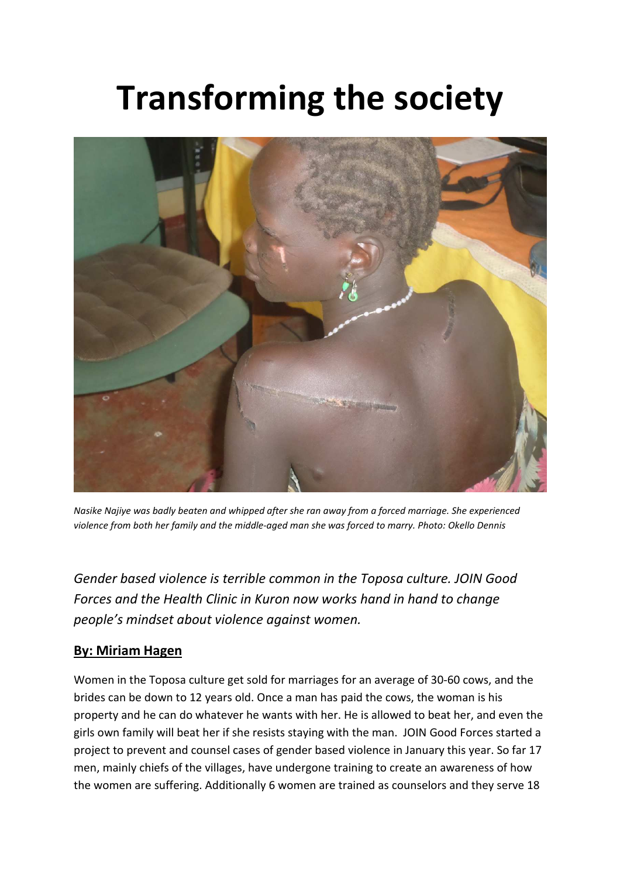# Transforming the society

*Nasike Najiye was badly beaten and whipped after she ran away from a forced marriage. She experienced violence from both her family and the middle-aged man she was forced to marry. Photo: Okello Dennis*

*Gender based violence is terrible common in the Toposa culture. JOIN Good Forces and the Health Clinic in Kuron now works hand in hand to change people's mindset about violence against women.*

**By: Miriam Hagen**

Women in the Toposa culture get sold for marriages for an average of 30-60 cows, and the brides can be down to 12 years old. Once a man has paid the cows, the woman is his property and he can do whatever he wants with her. He is allowed to beat her, and even the girls own family will beat her if she resists staying with the man. JOIN Good Forces started a project to prevent and counsel cases of gender based violence in January this year. So far 17 men, mainly chiefs of the villages, have undergone training to create an awareness of how the women are suffering. Additionally 6 women are trained as counselors and they serve 18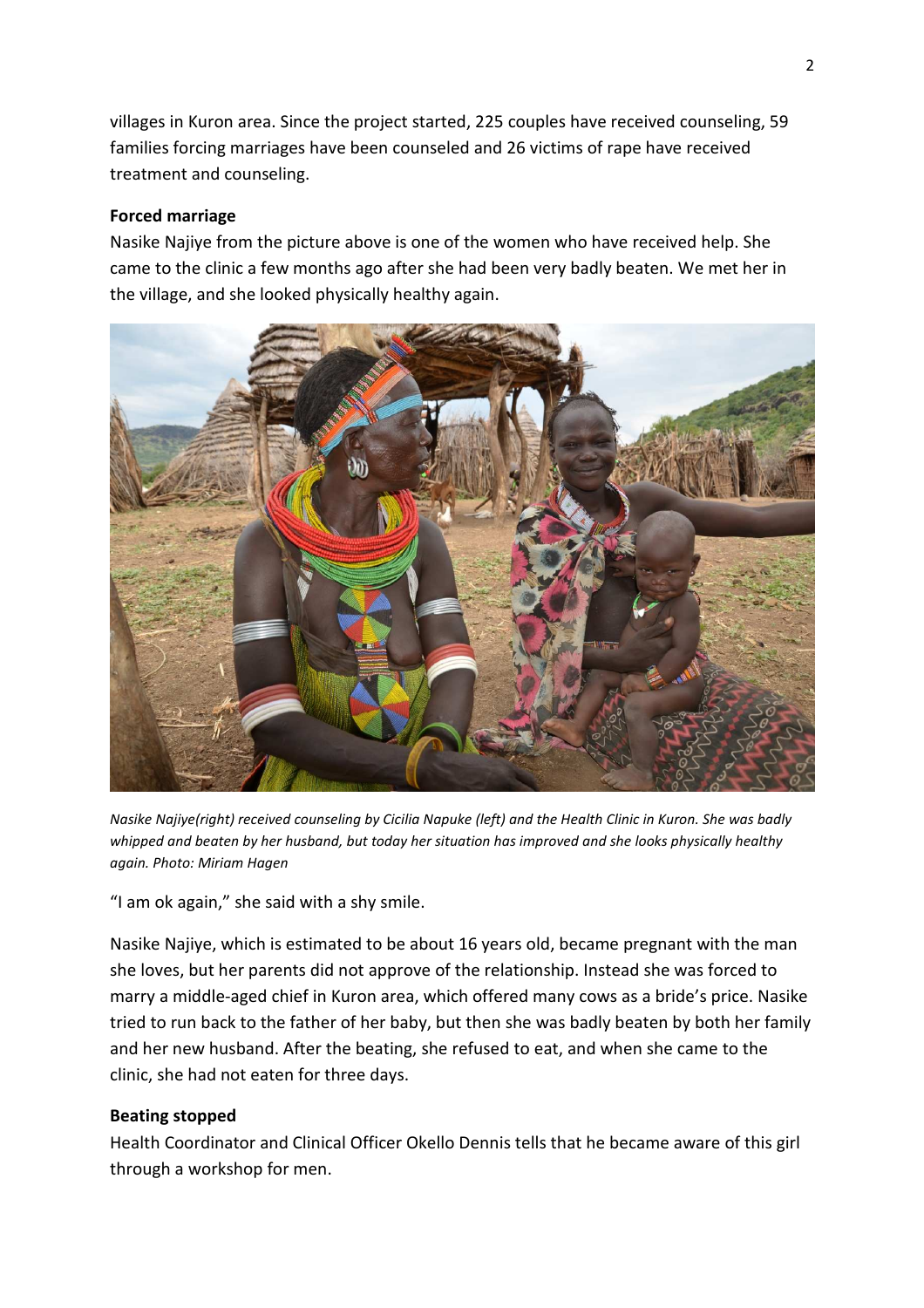villages in Kuron area. Since the project started, 225 couples have received counseling, 59 families forcing marriages have been counseled and 26 victims of rape have received treatment and counseling.

**Forced marriage**

Nasike Najiye from the picture above is one of the women who have received help. She came to the clinic a few months ago after she had been very badly beaten. We met her in the village, and she looked physically healthy again.

*Nasike Najiye(right) received counseling by Cicilia Napuke (left) and the Health Clinic in Kuron. She was badly whipped and beaten by her husband, but today her situation has improved and she looks physically healthy again. Photo: Miriam Hagen*

"I am ok again," she said with a shy smile.

Nasike Najiye, which is estimated to be about 16 years old, became pregnant with the man she loves, but her parents did not approve of the relationship. Instead she was forced to marry a middle-aged chief in Kuron area, which offered many cows as a bride's price. Nasike tried to run back to the father of her baby, but then she was badly beaten by both her family and her new husband. After the beating, she refused to eat, and when she came to the clinic, she had not eaten for three days.

**Beating stopped**

Health Coordinator and Clinical Officer Okello Dennis tells that he became aware of this girl through a workshop for men.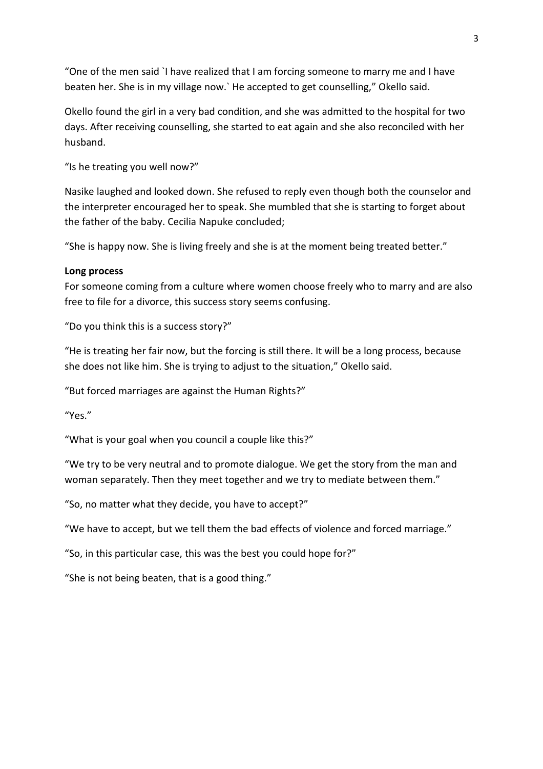"One of the men said `I have realized that I am forcing someone to marry me and I have beaten her. She is in my village now.` He accepted to get counselling," Okello said.

Okello found the girl in a very bad condition, and she was admitted to the hospital for two days. After receiving counselling, she started to eat again and she also reconciled with her husband.

"Is he treating you well now?"

Nasike laughed and looked down. She refused to reply even though both the counselor and the interpreter encouraged her to speak. She mumbled that she is starting to forget about the father of the baby. Cecilia Napuke concluded;

"She is happy now. She is living freely and she is at the moment being treated better."

**Long process**

For someone coming from a culture where women choose freely who to marry and are also free to file for a divorce, this success story seems confusing.

"Do you think this is a success story?"

"He is treating her fair now, but the forcing is still there. It will be a long process, because she does not like him. She is trying to adjust to the situation," Okello said.

"But forced marriages are against the Human Rights?"

"Yes."

"What is your goal when you council a couple like this?"

"We try to be very neutral and to promote dialogue. We get the story from the man and woman separately. Then they meet together and we try to mediate between them."

"So, no matter what they decide, you have to accept?"

"We have to accept, but we tell them the bad effects of violence and forced marriage."

"So, in this particular case, this was the best you could hope for?"

"She is not being beaten, that is a good thing."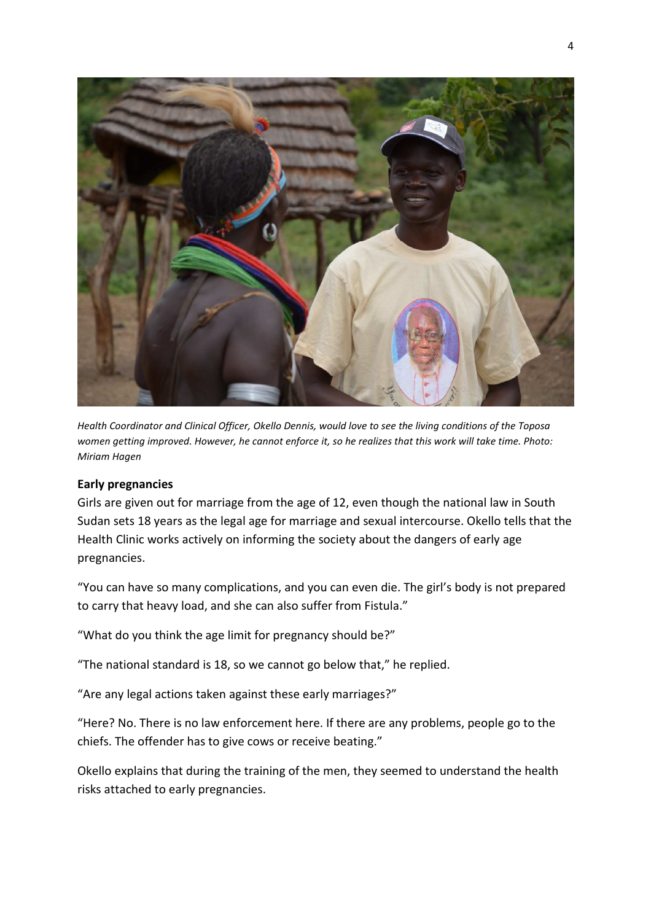*Health Coordinator and Clinical Officer, Okello Dennis, would love to see the living conditions of the Toposa women getting improved. However, he cannot enforce it, so he realizes that this work will take time. Photo: Miriam Hagen*

**Early pregnancies**

Girls are given out for marriage from the age of 12, even though the national law in South Sudan sets 18 years as the legal age for marriage and sexual intercourse. Okello tells that the Health Clinic works actively on informing the society about the dangers of early age pregnancies.

"You can have so many complications, and you can even die. The girl's body is not prepared to carry that heavy load, and she can also suffer from Fistula."

"What do you think the age limit for pregnancy should be?"

"The national standard is 18, so we cannot go below that," he replied.

"Are any legal actions taken against these early marriages?"

"Here? No. There is no law enforcement here. If there are any problems, people go to the chiefs. The offender has to give cows or receive beating."

Okello explains that during the training of the men, they seemed to understand the health risks attached to early pregnancies.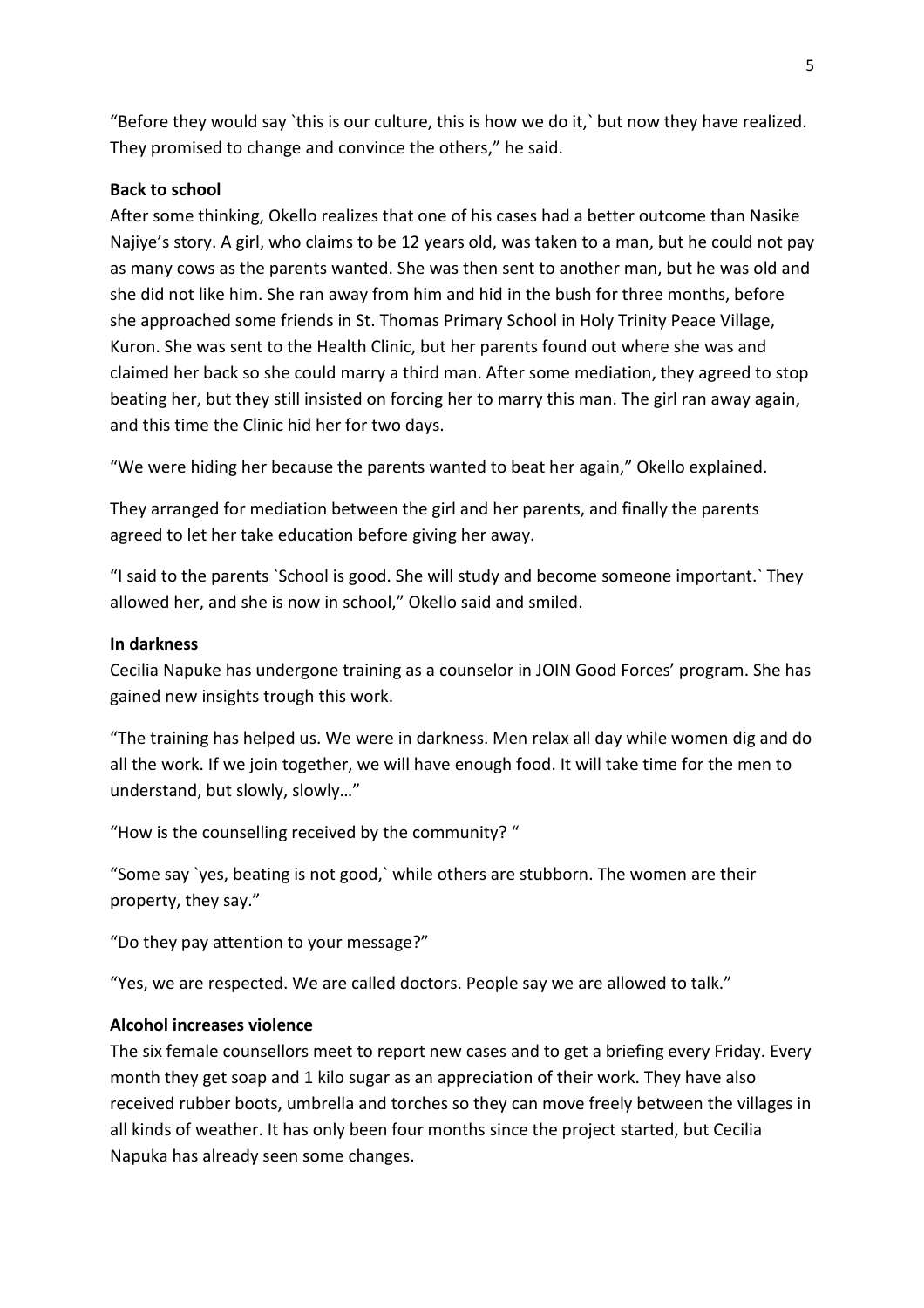"Before they would say `this is our culture, this is how we do it,` but now they have realized. They promised to change and convince the others," he said.

**Back to school**

After some thinking, Okello realizes that one of his cases had a better outcome than Nasike Najiye's story. A girl, who claims to be 12 years old, was taken to a man, but he could not pay as many cows as the parents wanted. She was then sent to another man, but he was old and she did not like him. She ran away from him and hid in the bush for three months, before she approached some friends in St. Thomas Primary School in Holy Trinity Peace Village, Kuron. She was sent to the Health Clinic, but her parents found out where she was and claimed her back so she could marry a third man. After some mediation, they agreed to stop beating her, but they still insisted on forcing her to marry this man. The girl ran away again, and this time the Clinic hid her for two days.

"We were hiding her because the parents wanted to beat her again," Okello explained.

They arranged for mediation between the girl and her parents, and finally the parents agreed to let her take education before giving her away.

"I said to the parents `School is good. She will study and become someone important.` They allowed her, and she is now in school," Okello said and smiled.

**In darkness**

Cecilia Napuke has undergone training as a counselor in JOIN Good Forces' program. She has gained new insights trough this work.

"The training has helped us. We were in darkness. Men relax all day while women dig and do all the work. If we join together, we will have enough food. It will take time for the men to understand, but slowly, slowly…"

"How is the counselling received by the community? "

"Some say `yes, beating is not good,` while others are stubborn. The women are their property, they say."

"Do they pay attention to your message?"

"Yes, we are respected. We are called doctors. People say we are allowed to talk."

**Alcohol increases violence**

The six female counsellors meet to report new cases and to get a briefing every Friday. Every month they get soap and 1 kilo sugar as an appreciation of their work. They have also received rubber boots, umbrella and torches so they can move freely between the villages in all kinds of weather. It has only been four months since the project started, but Cecilia Napuka has already seen some changes.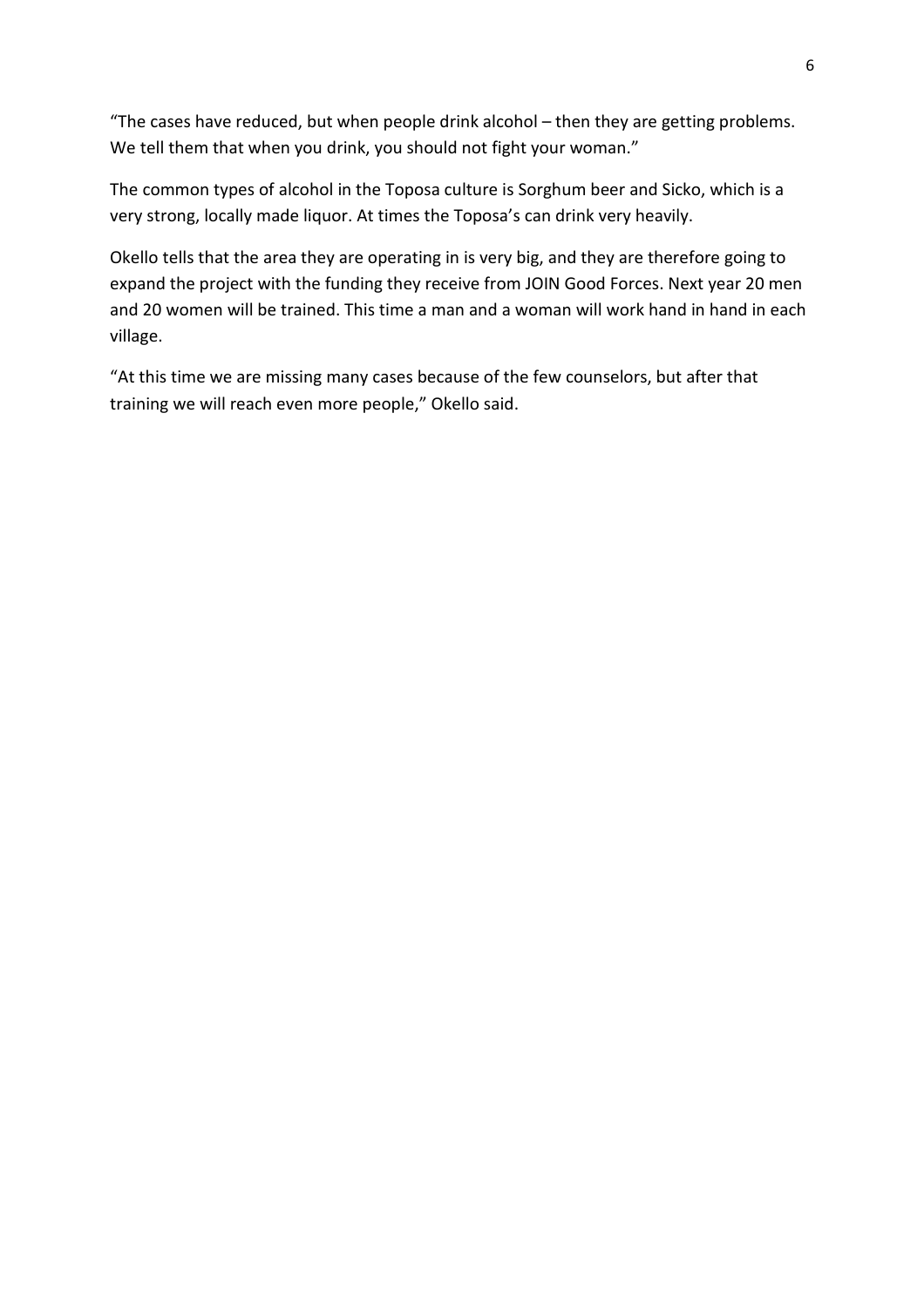"The cases have reduced, but when people drink alcohol – then they are getting problems. We tell them that when you drink, you should not fight your woman."

The common types of alcohol in the Toposa culture is Sorghum beer and Sicko, which is a very strong, locally made liquor. At times the Toposa's can drink very heavily.

Okello tells that the area they are operating in is very big, and they are therefore going to expand the project with the funding they receive from JOIN Good Forces. Next year 20 men and 20 women will be trained. This time a man and a woman will work hand in hand in each village.

"At this time we are missing many cases because of the few counselors, but after that training we will reach even more people," Okello said.